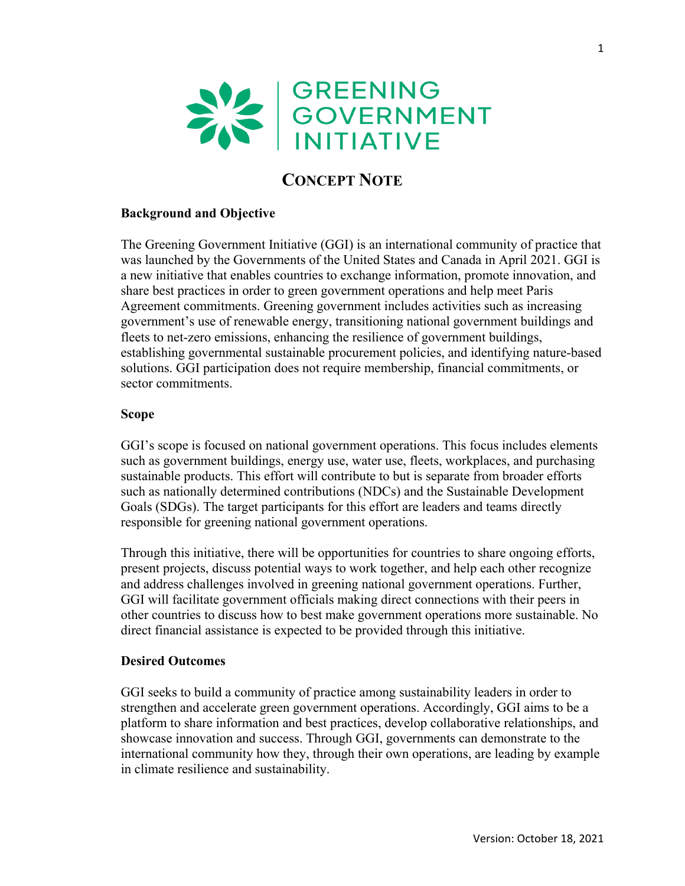GREENING GOVERNMENT INITIATIVE

# Concept Note

### Background and Objective

The Greening Government Initiative (GGI) is an international community of practice that was launched by the Governments of the United States and Canada in April 2021. GGI is a new initiative that enables countries to exchange information, promote innovation, and share best practices in order to green government operations and help meet Paris Agreement commitments. Greening government includes activities such as increasing government's use of renewable energy, transitioning national government buildings and fleets to net-zero emissions, enhancing the resilience of government buildings, establishing governmental sustainable procurement policies, and identifying nature-based solutions. GGI participation does not require membership, financial commitments, or sector commitments.

### Scope

GGI's scope is focused on national government operations. This focus includes elements such as government buildings, energy use, water use, fleets, workplaces, and purchasing sustainable products. This effort will contribute to but is separate from broader efforts such as nationally determined contributions (NDCs) and the Sustainable Development Goals (SDGs). The target participants for this effort are leaders and teams directly responsible for greening national government operations.

Through this initiative, there will be opportunities for countries to share ongoing efforts, present projects, discuss potential ways to work together, and help each other recognize and address challenges involved in greening national government operations. Further, GGI will facilitate government officials making direct connections with their peers in other countries to discuss how to best make government operations more sustainable. No direct financial assistance is expected to be provided through this initiative.

### Desired Outcomes

GGI seeks to build a community of practice among sustainability leaders in order to strengthen and accelerate green government operations. Accordingly, GGI aims to be a platform to share information and best practices, develop collaborative relationships, and showcase innovation and success. Through GGI, governments can demonstrate to the international community how they, through their own operations, are leading by example in climate resilience and sustainability.

Version: October 18, 2021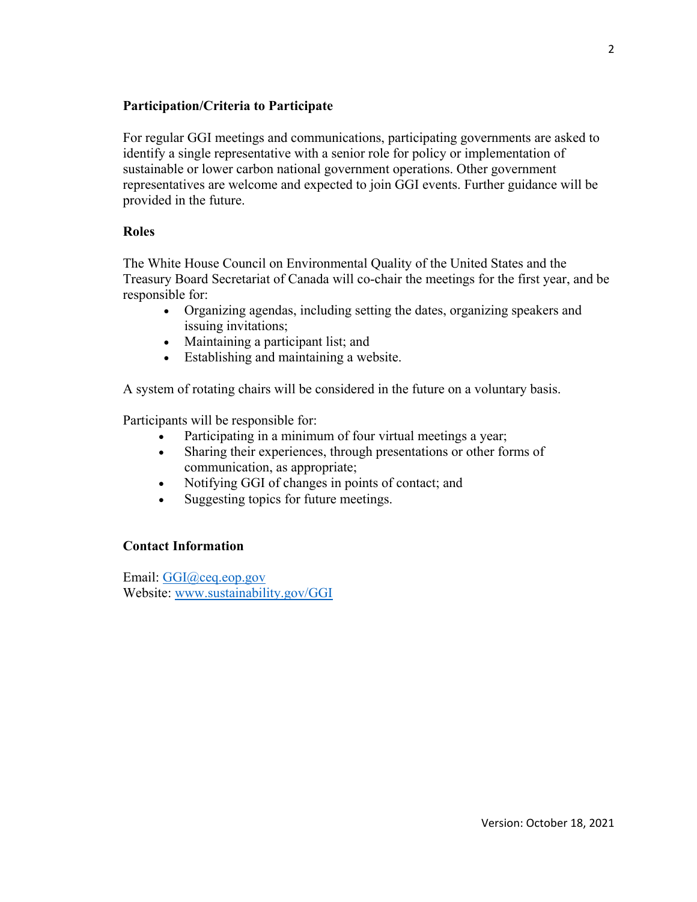**Participation/Criteria to Participate**

For regular GGI meetings and communications, participating governments are asked to identify a single representative with a senior role for policy or implementation of sustainable or lower carbon national government operations. Other government representatives are welcome and expected to join GGI events. Further guidance will be provided in the future.

**Roles**

The White House Council on Environmental Quality of the United States and the Treasury Board Secretariat of Canada will co-chair the meetings for the first year, and be responsible for:

- Organizing agendas, including setting the dates, organizing speakers and issuing invitations;
- Maintaining a participant list; and
- Establishing and maintaining a website.

A system of rotating chairs will be considered in the future on a voluntary basis.

Participants will be responsible for:

- Participating in a minimum of four virtual meetings a year;
- Sharing their experiences, through presentations or other forms of communication, as appropriate;
- Notifying GGI of changes in points of contact; and
- Suggesting topics for future meetings.

**Contact Information**

Email: GGI@ceq.eop.gov
Website: www.sustainability.gov/GGI

Version: October 18, 2021